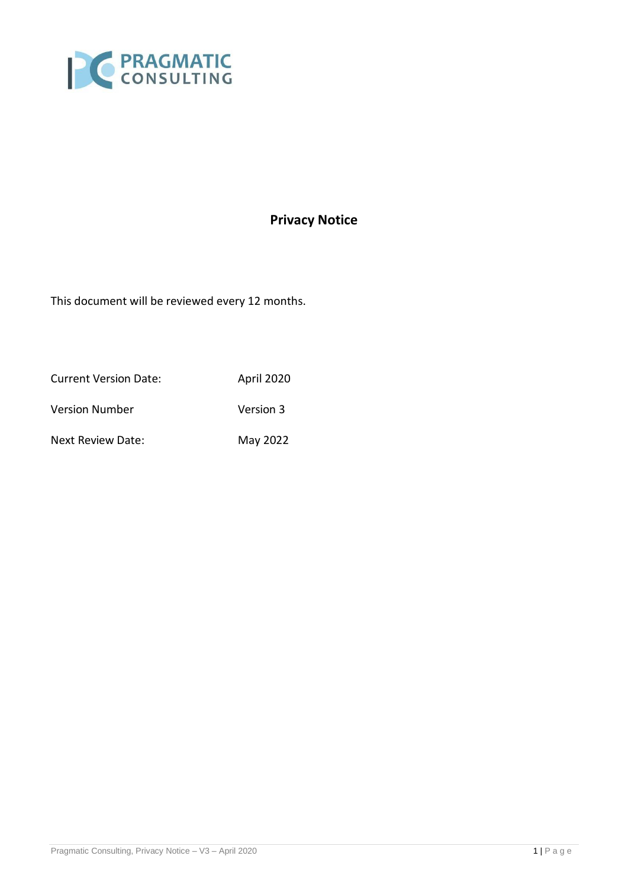PRAGMATIC CONSULTING

# Privacy Notice

This document will be reviewed every 12 months.

| Current Version Date: | April 2020 |
|---|---|
| Version Number | Version 3 |
| Next Review Date: | May 2022 |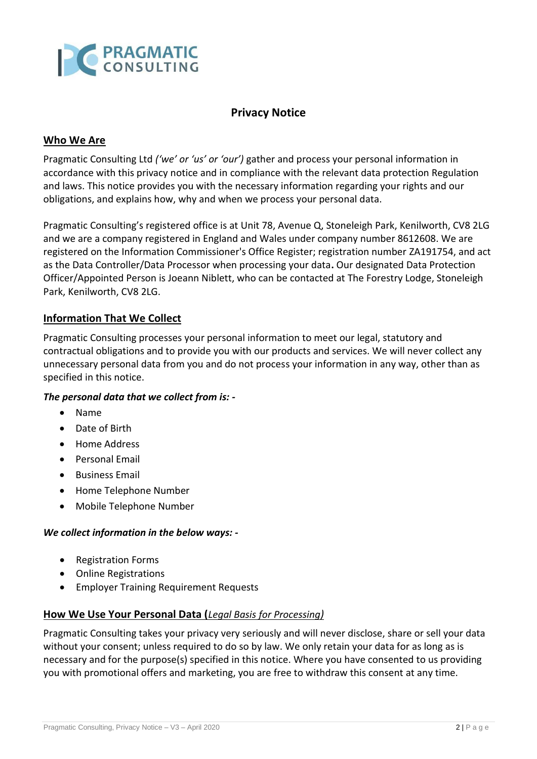## Privacy Notice

### Who We Are

Pragmatic Consulting Ltd *('we' or 'us' or 'our')* gather and process your personal information in accordance with this privacy notice and in compliance with the relevant data protection Regulation and laws. This notice provides you with the necessary information regarding your rights and our obligations, and explains how, why and when we process your personal data.

Pragmatic Consulting's registered office is at Unit 78, Avenue Q, Stoneleigh Park, Kenilworth, CV8 2LG and we are a company registered in England and Wales under company number 8612608. We are registered on the Information Commissioner's Office Register; registration number ZA191754, and act as the Data Controller/Data Processor when processing your data**.** Our designated Data Protection Officer/Appointed Person is Joeann Niblett, who can be contacted at The Forestry Lodge, Stoneleigh Park, Kenilworth, CV8 2LG.

### Information That We Collect

Pragmatic Consulting processes your personal information to meet our legal, statutory and contractual obligations and to provide you with our products and services. We will never collect any unnecessary personal data from you and do not process your information in any way, other than as specified in this notice.

***The personal data that we collect from is: -***

- Name
- Date of Birth
- Home Address
- Personal Email
- Business Email
- Home Telephone Number
- Mobile Telephone Number

***We collect information in the below ways: -***

- Registration Forms
- Online Registrations
- Employer Training Requirement Requests

### How We Use Your Personal Data (*Legal Basis for Processing)*

Pragmatic Consulting takes your privacy very seriously and will never disclose, share or sell your data without your consent; unless required to do so by law. We only retain your data for as long as is necessary and for the purpose(s) specified in this notice. Where you have consented to us providing you with promotional offers and marketing, you are free to withdraw this consent at any time.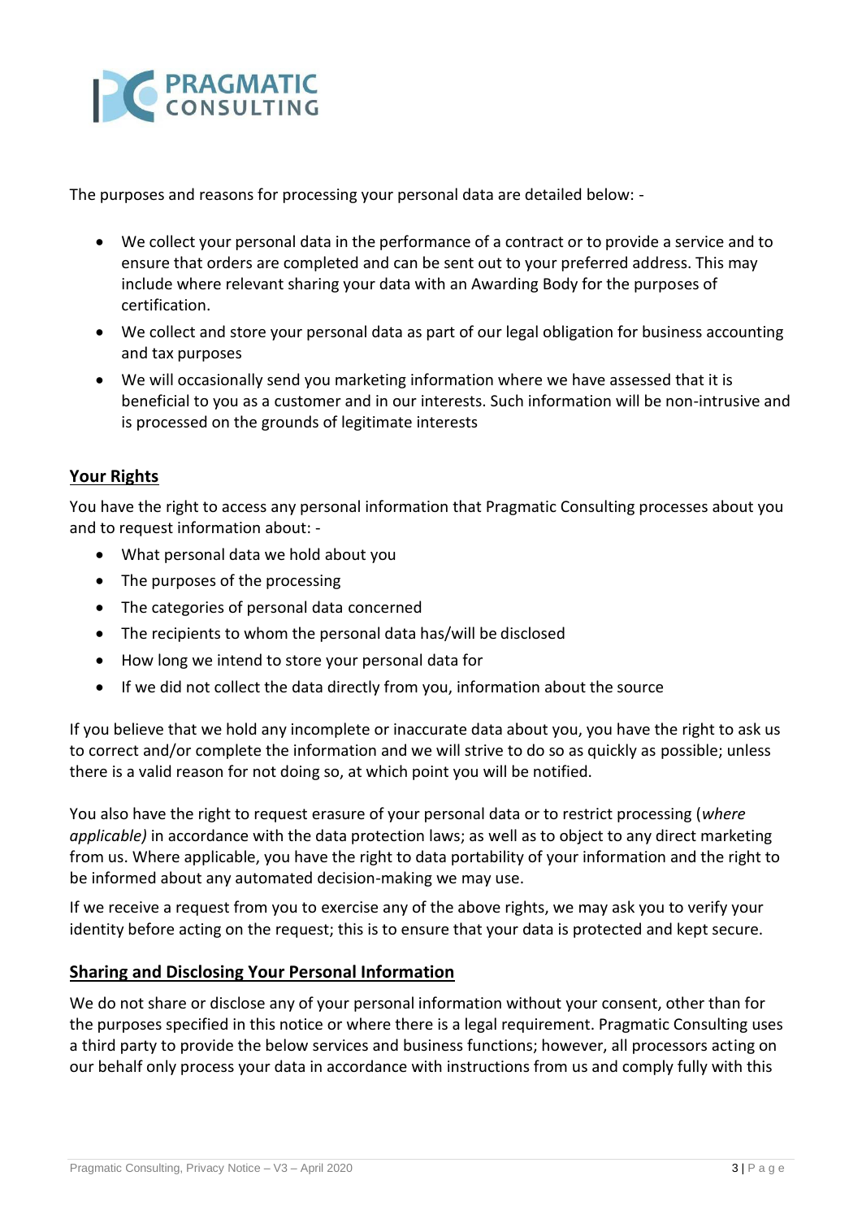The purposes and reasons for processing your personal data are detailed below: -

- We collect your personal data in the performance of a contract or to provide a service and to ensure that orders are completed and can be sent out to your preferred address. This may include where relevant sharing your data with an Awarding Body for the purposes of certification.
- We collect and store your personal data as part of our legal obligation for business accounting and tax purposes
- We will occasionally send you marketing information where we have assessed that it is beneficial to you as a customer and in our interests. Such information will be non-intrusive and is processed on the grounds of legitimate interests

## Your Rights

You have the right to access any personal information that Pragmatic Consulting processes about you and to request information about: -

- What personal data we hold about you
- The purposes of the processing
- The categories of personal data concerned
- The recipients to whom the personal data has/will be disclosed
- How long we intend to store your personal data for
- If we did not collect the data directly from you, information about the source

If you believe that we hold any incomplete or inaccurate data about you, you have the right to ask us to correct and/or complete the information and we will strive to do so as quickly as possible; unless there is a valid reason for not doing so, at which point you will be notified.

You also have the right to request erasure of your personal data or to restrict processing (*where applicable)* in accordance with the data protection laws; as well as to object to any direct marketing from us. Where applicable, you have the right to data portability of your information and the right to be informed about any automated decision-making we may use.

If we receive a request from you to exercise any of the above rights, we may ask you to verify your identity before acting on the request; this is to ensure that your data is protected and kept secure.

## Sharing and Disclosing Your Personal Information

We do not share or disclose any of your personal information without your consent, other than for the purposes specified in this notice or where there is a legal requirement. Pragmatic Consulting uses a third party to provide the below services and business functions; however, all processors acting on our behalf only process your data in accordance with instructions from us and comply fully with this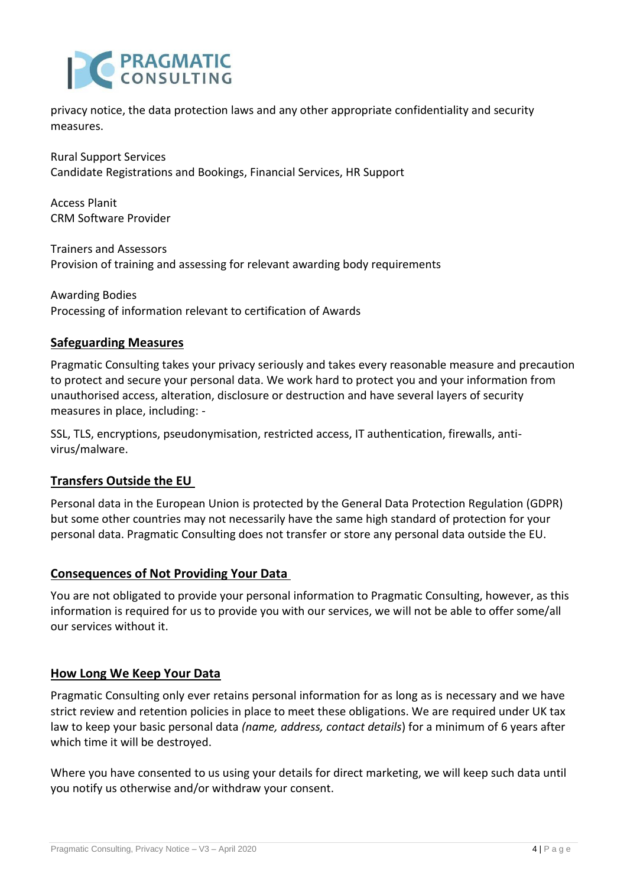privacy notice, the data protection laws and any other appropriate confidentiality and security measures.

Rural Support Services
Candidate Registrations and Bookings, Financial Services, HR Support

Access Planit
CRM Software Provider

Trainers and Assessors
Provision of training and assessing for relevant awarding body requirements

Awarding Bodies
Processing of information relevant to certification of Awards

## Safeguarding Measures

Pragmatic Consulting takes your privacy seriously and takes every reasonable measure and precaution to protect and secure your personal data. We work hard to protect you and your information from unauthorised access, alteration, disclosure or destruction and have several layers of security measures in place, including: -

SSL, TLS, encryptions, pseudonymisation, restricted access, IT authentication, firewalls, anti-virus/malware.

## Transfers Outside the EU

Personal data in the European Union is protected by the General Data Protection Regulation (GDPR) but some other countries may not necessarily have the same high standard of protection for your personal data. Pragmatic Consulting does not transfer or store any personal data outside the EU.

## Consequences of Not Providing Your Data

You are not obligated to provide your personal information to Pragmatic Consulting, however, as this information is required for us to provide you with our services, we will not be able to offer some/all our services without it.

## How Long We Keep Your Data

Pragmatic Consulting only ever retains personal information for as long as is necessary and we have strict review and retention policies in place to meet these obligations. We are required under UK tax law to keep your basic personal data *(name, address, contact details*) for a minimum of 6 years after which time it will be destroyed.

Where you have consented to us using your details for direct marketing, we will keep such data until you notify us otherwise and/or withdraw your consent.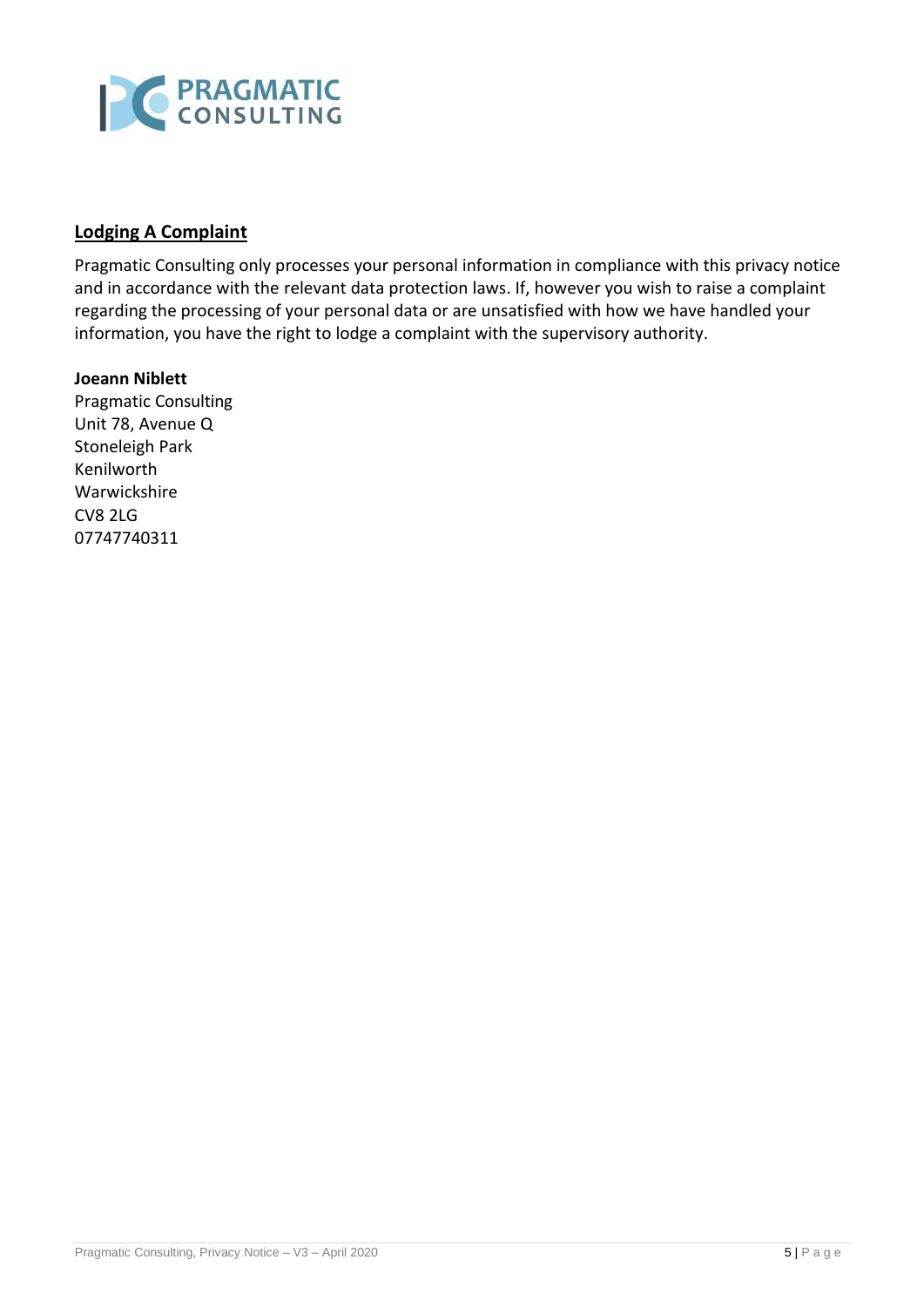## Lodging A Complaint

Pragmatic Consulting only processes your personal information in compliance with this privacy notice and in accordance with the relevant data protection laws. If, however you wish to raise a complaint regarding the processing of your personal data or are unsatisfied with how we have handled your information, you have the right to lodge a complaint with the supervisory authority.

**Joeann Niblett**
Pragmatic Consulting
Unit 78, Avenue Q
Stoneleigh Park
Kenilworth
Warwickshire
CV8 2LG
07747740311